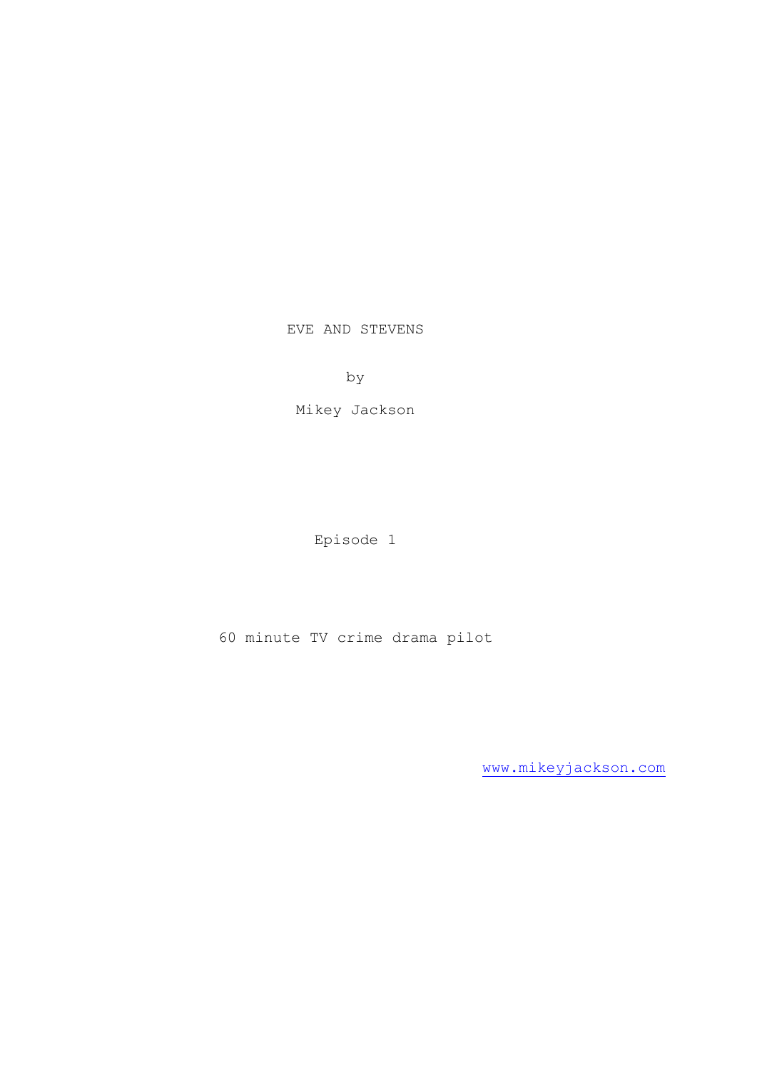# EVE AND STEVENS

by

Mikey Jackson

Episode 1

60 minute TV crime drama pilot

www.mikeyjackson.com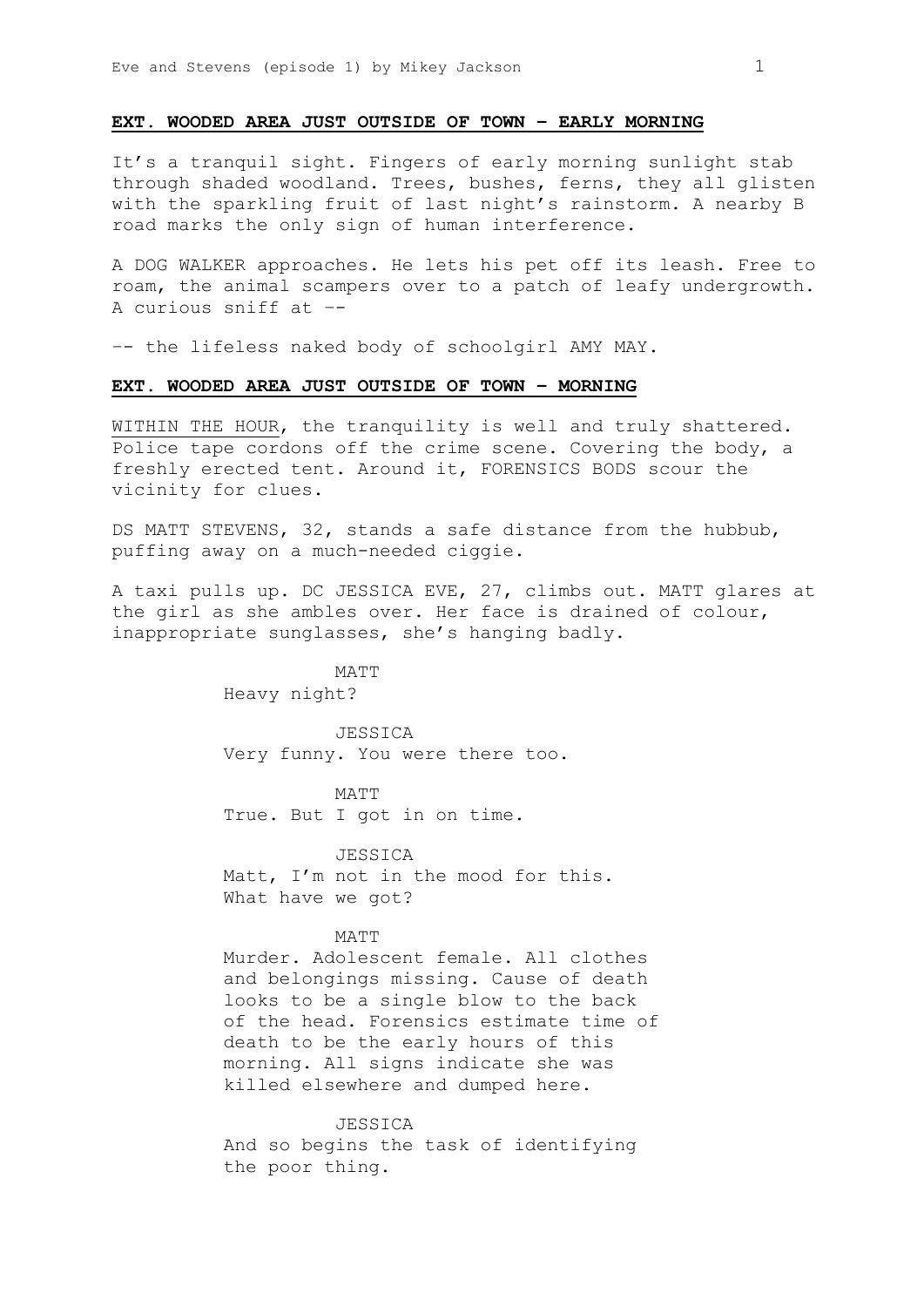**EXT. WOODED AREA JUST OUTSIDE OF TOWN – EARLY MORNING**

It's a tranquil sight. Fingers of early morning sunlight stab through shaded woodland. Trees, bushes, ferns, they all glisten with the sparkling fruit of last night's rainstorm. A nearby B road marks the only sign of human interference.

A DOG WALKER approaches. He lets his pet off its leash. Free to roam, the animal scampers over to a patch of leafy undergrowth. A curious sniff at --

-- the lifeless naked body of schoolgirl AMY MAY.

**EXT. WOODED AREA JUST OUTSIDE OF TOWN – MORNING**

WITHIN THE HOUR, the tranquility is well and truly shattered. Police tape cordons off the crime scene. Covering the body, a freshly erected tent. Around it, FORENSICS BODS scour the vicinity for clues.

DS MATT STEVENS, 32, stands a safe distance from the hubbub, puffing away on a much-needed ciggie.

A taxi pulls up. DC JESSICA EVE, 27, climbs out. MATT glares at the girl as she ambles over. Her face is drained of colour, inappropriate sunglasses, she's hanging badly.

MATT
Heavy night?

JESSICA
Very funny. You were there too.

MATT
True. But I got in on time.

JESSICA
Matt, I'm not in the mood for this. What have we got?

MATT
Murder. Adolescent female. All clothes and belongings missing. Cause of death looks to be a single blow to the back of the head. Forensics estimate time of death to be the early hours of this morning. All signs indicate she was killed elsewhere and dumped here.

JESSICA
And so begins the task of identifying the poor thing.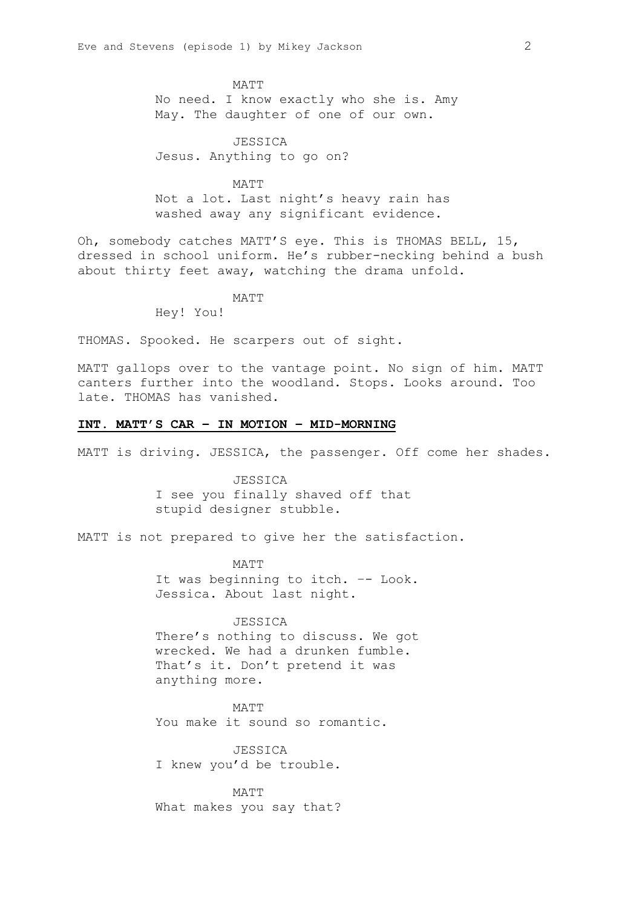MATT

No need. I know exactly who she is. Amy May. The daughter of one of our own.

JESSICA

Jesus. Anything to go on?

MATT

Not a lot. Last night's heavy rain has washed away any significant evidence.

Oh, somebody catches MATT'S eye. This is THOMAS BELL, 15, dressed in school uniform. He's rubber-necking behind a bush about thirty feet away, watching the drama unfold.

MATT

Hey! You!

THOMAS. Spooked. He scarpers out of sight.

MATT gallops over to the vantage point. No sign of him. MATT canters further into the woodland. Stops. Looks around. Too late. THOMAS has vanished.

**INT. MATT'S CAR – IN MOTION – MID-MORNING**

MATT is driving. JESSICA, the passenger. Off come her shades.

JESSICA

I see you finally shaved off that stupid designer stubble.

MATT is not prepared to give her the satisfaction.

MATT

It was beginning to itch. –- Look. Jessica. About last night.

JESSICA

There's nothing to discuss. We got wrecked. We had a drunken fumble. That's it. Don't pretend it was anything more.

MATT

You make it sound so romantic.

JESSICA

I knew you'd be trouble.

MATT

What makes you say that?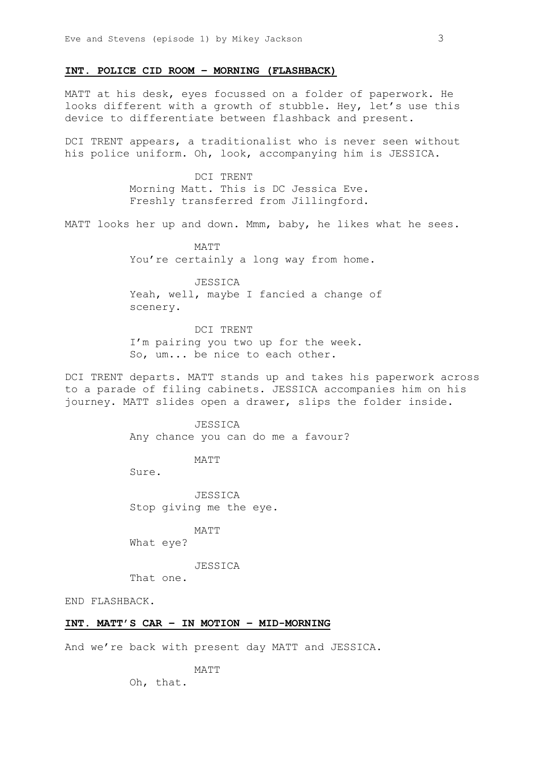**INT. POLICE CID ROOM – MORNING (FLASHBACK)**

MATT at his desk, eyes focussed on a folder of paperwork. He looks different with a growth of stubble. Hey, let's use this device to differentiate between flashback and present.

DCI TRENT appears, a traditionalist who is never seen without his police uniform. Oh, look, accompanying him is JESSICA.

DCI TRENT
Morning Matt. This is DC Jessica Eve. Freshly transferred from Jillingford.

MATT looks her up and down. Mmm, baby, he likes what he sees.

MATT
You're certainly a long way from home.

JESSICA
Yeah, well, maybe I fancied a change of scenery.

DCI TRENT
I'm pairing you two up for the week. So, um... be nice to each other.

DCI TRENT departs. MATT stands up and takes his paperwork across to a parade of filing cabinets. JESSICA accompanies him on his journey. MATT slides open a drawer, slips the folder inside.

JESSICA
Any chance you can do me a favour?

MATT
Sure.

JESSICA
Stop giving me the eye.

MATT
What eye?

JESSICA
That one.

END FLASHBACK.

**INT. MATT'S CAR – IN MOTION – MID-MORNING**

And we're back with present day MATT and JESSICA.

MATT
Oh, that.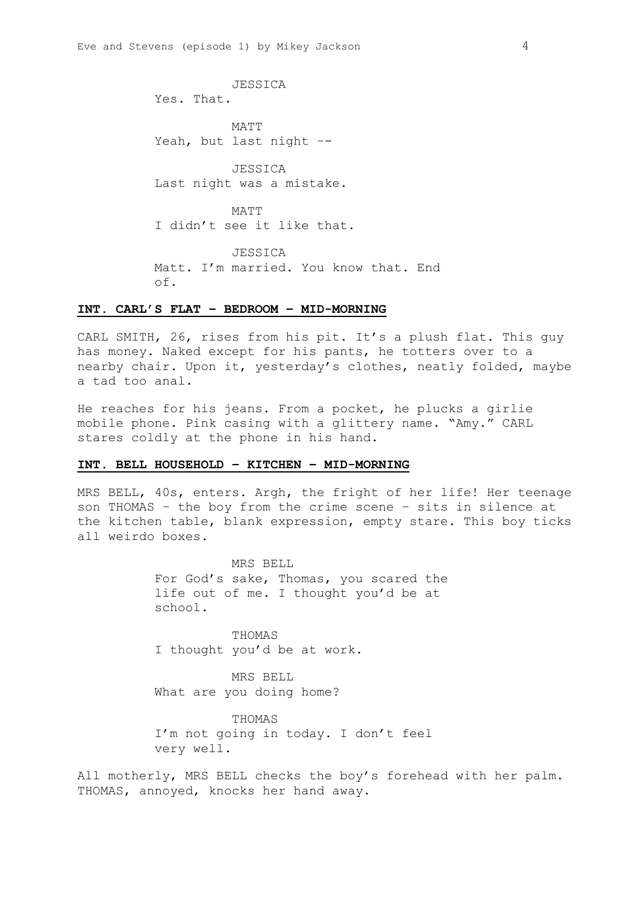JESSICA

Yes. That.

MATT

Yeah, but last night --

JESSICA

Last night was a mistake.

MATT

I didn't see it like that.

JESSICA

Matt. I'm married. You know that. End of.

**INT. CARL'S FLAT – BEDROOM – MID-MORNING**

CARL SMITH, 26, rises from his pit. It's a plush flat. This guy has money. Naked except for his pants, he totters over to a nearby chair. Upon it, yesterday's clothes, neatly folded, maybe a tad too anal.

He reaches for his jeans. From a pocket, he plucks a girlie mobile phone. Pink casing with a glittery name. "Amy." CARL stares coldly at the phone in his hand.

**INT. BELL HOUSEHOLD – KITCHEN – MID-MORNING**

MRS BELL, 40s, enters. Argh, the fright of her life! Her teenage son THOMAS – the boy from the crime scene – sits in silence at the kitchen table, blank expression, empty stare. This boy ticks all weirdo boxes.

MRS BELL

For God's sake, Thomas, you scared the life out of me. I thought you'd be at school.

THOMAS

I thought you'd be at work.

MRS BELL

What are you doing home?

THOMAS

I'm not going in today. I don't feel very well.

All motherly, MRS BELL checks the boy's forehead with her palm. THOMAS, annoyed, knocks her hand away.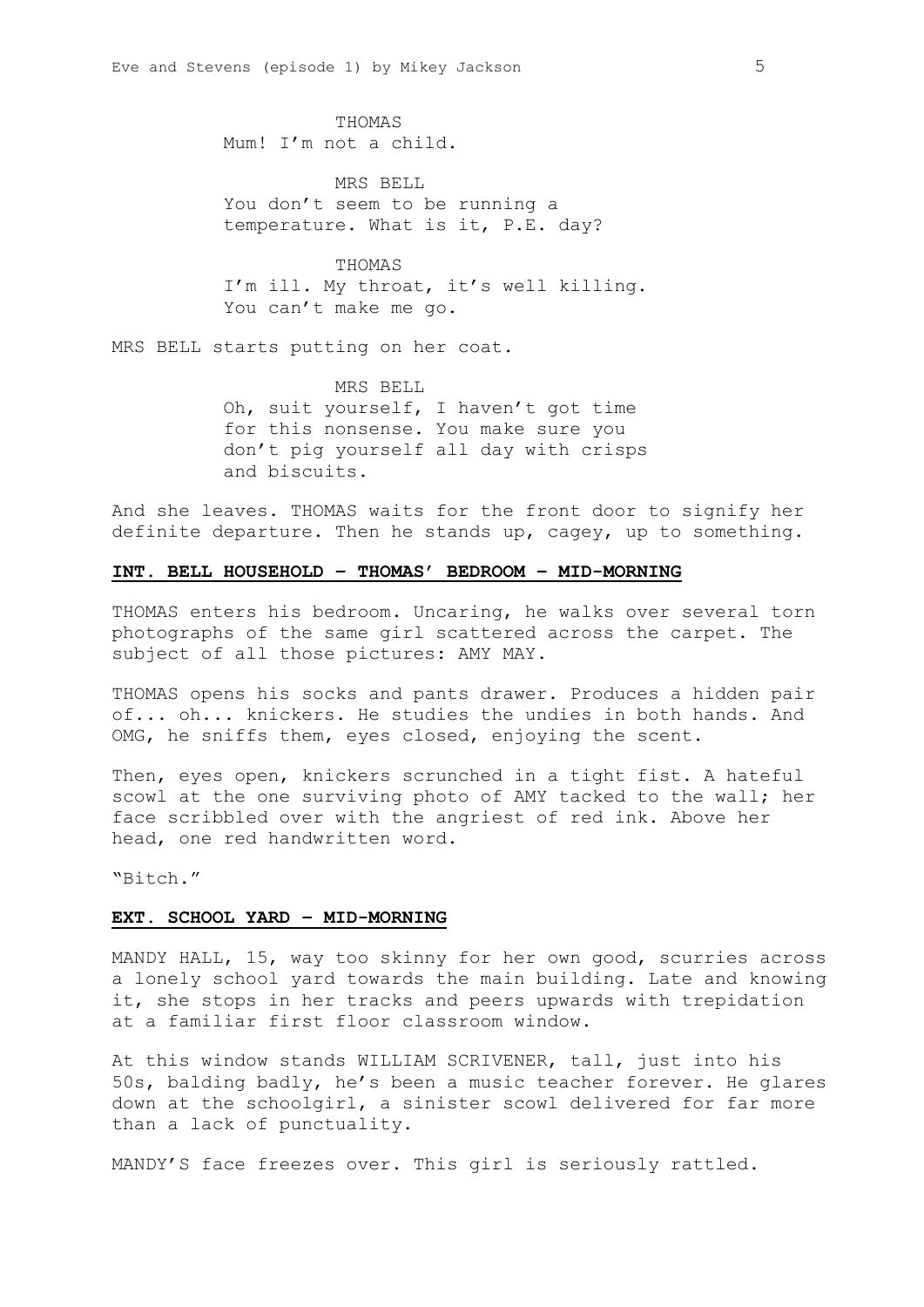THOMAS
Mum! I'm not a child.

MRS BELL
You don't seem to be running a temperature. What is it, P.E. day?

THOMAS
I'm ill. My throat, it's well killing. You can't make me go.

MRS BELL starts putting on her coat.

MRS BELL
Oh, suit yourself, I haven't got time for this nonsense. You make sure you don't pig yourself all day with crisps and biscuits.

And she leaves. THOMAS waits for the front door to signify her definite departure. Then he stands up, cagey, up to something.

**INT. BELL HOUSEHOLD – THOMAS' BEDROOM – MID-MORNING**

THOMAS enters his bedroom. Uncaring, he walks over several torn photographs of the same girl scattered across the carpet. The subject of all those pictures: AMY MAY.

THOMAS opens his socks and pants drawer. Produces a hidden pair of... oh... knickers. He studies the undies in both hands. And OMG, he sniffs them, eyes closed, enjoying the scent.

Then, eyes open, knickers scrunched in a tight fist. A hateful scowl at the one surviving photo of AMY tacked to the wall; her face scribbled over with the angriest of red ink. Above her head, one red handwritten word.

"Bitch."

**EXT. SCHOOL YARD – MID-MORNING**

MANDY HALL, 15, way too skinny for her own good, scurries across a lonely school yard towards the main building. Late and knowing it, she stops in her tracks and peers upwards with trepidation at a familiar first floor classroom window.

At this window stands WILLIAM SCRIVENER, tall, just into his 50s, balding badly, he's been a music teacher forever. He glares down at the schoolgirl, a sinister scowl delivered for far more than a lack of punctuality.

MANDY'S face freezes over. This girl is seriously rattled.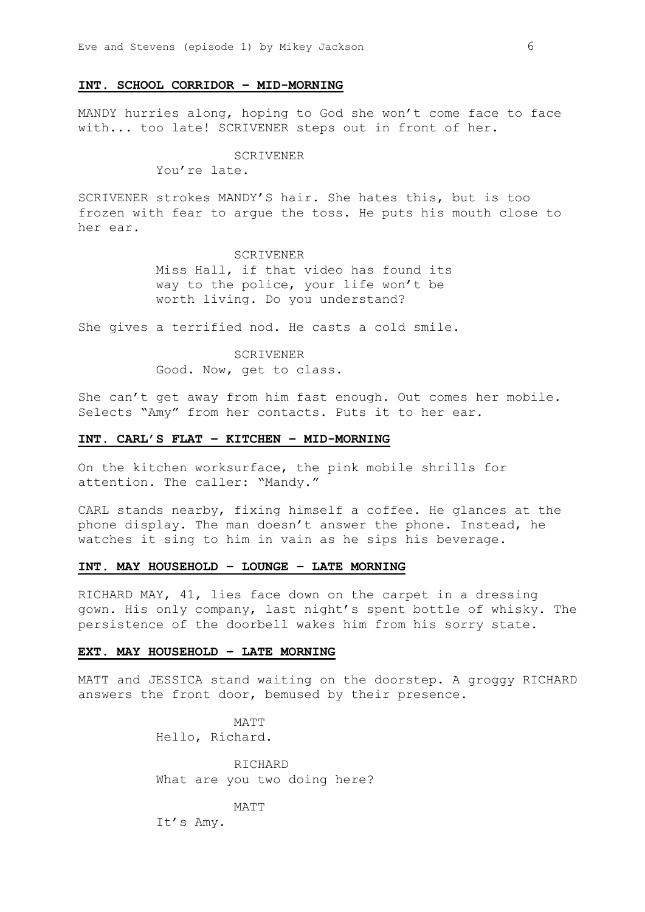**INT. SCHOOL CORRIDOR – MID-MORNING**

MANDY hurries along, hoping to God she won't come face to face with... too late! SCRIVENER steps out in front of her.

SCRIVENER
You're late.

SCRIVENER strokes MANDY'S hair. She hates this, but is too frozen with fear to argue the toss. He puts his mouth close to her ear.

SCRIVENER
Miss Hall, if that video has found its way to the police, your life won't be worth living. Do you understand?

She gives a terrified nod. He casts a cold smile.

SCRIVENER
Good. Now, get to class.

She can't get away from him fast enough. Out comes her mobile. Selects "Amy" from her contacts. Puts it to her ear.

**INT. CARL'S FLAT – KITCHEN – MID-MORNING**

On the kitchen worksurface, the pink mobile shrills for attention. The caller: "Mandy."

CARL stands nearby, fixing himself a coffee. He glances at the phone display. The man doesn't answer the phone. Instead, he watches it sing to him in vain as he sips his beverage.

**INT. MAY HOUSEHOLD – LOUNGE – LATE MORNING**

RICHARD MAY, 41, lies face down on the carpet in a dressing gown. His only company, last night's spent bottle of whisky. The persistence of the doorbell wakes him from his sorry state.

**EXT. MAY HOUSEHOLD – LATE MORNING**

MATT and JESSICA stand waiting on the doorstep. A groggy RICHARD answers the front door, bemused by their presence.

MATT
Hello, Richard.

RICHARD
What are you two doing here?

MATT
It's Amy.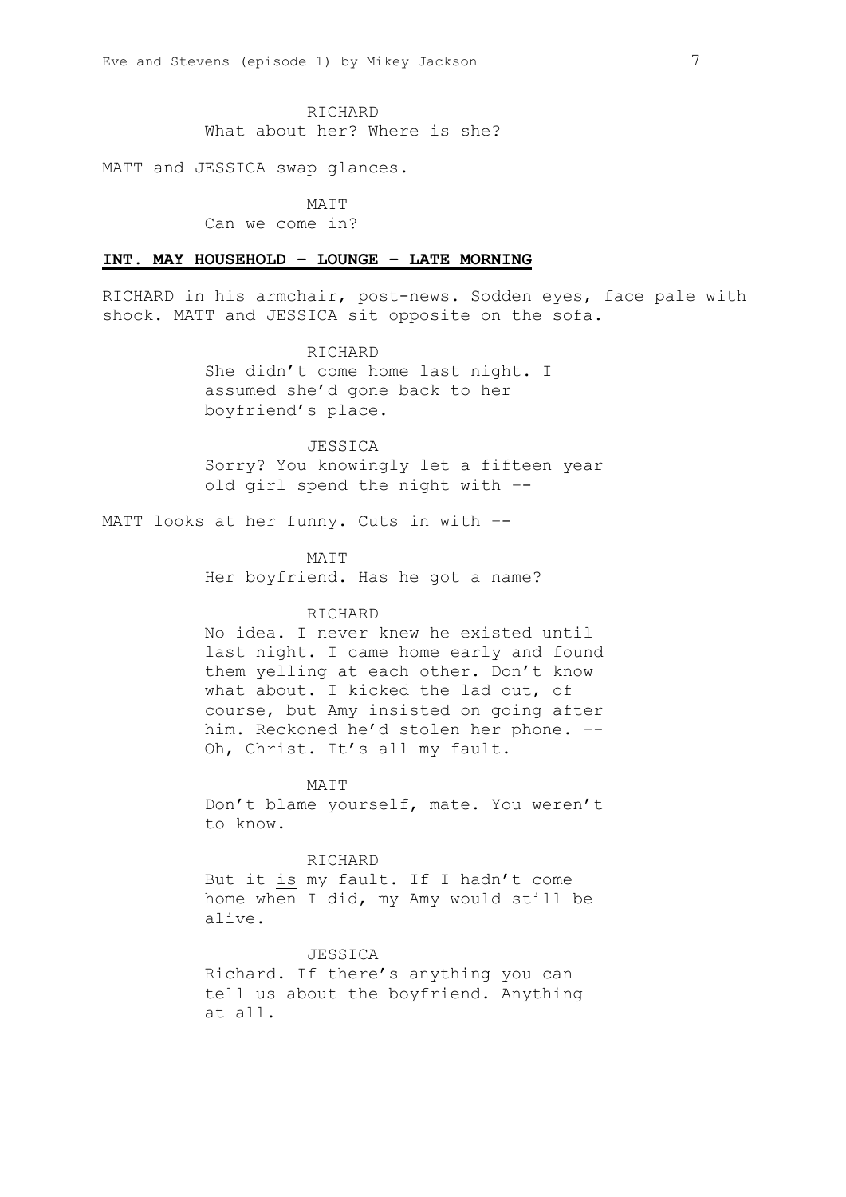RICHARD
What about her? Where is she?

MATT and JESSICA swap glances.

MATT
Can we come in?

**INT. MAY HOUSEHOLD – LOUNGE – LATE MORNING**

RICHARD in his armchair, post-news. Sodden eyes, face pale with shock. MATT and JESSICA sit opposite on the sofa.

RICHARD
She didn't come home last night. I assumed she'd gone back to her boyfriend's place.

JESSICA
Sorry? You knowingly let a fifteen year old girl spend the night with ––

MATT looks at her funny. Cuts in with ––

MATT
Her boyfriend. Has he got a name?

RICHARD
No idea. I never knew he existed until last night. I came home early and found them yelling at each other. Don't know what about. I kicked the lad out, of course, but Amy insisted on going after him. Reckoned he'd stolen her phone. –– Oh, Christ. It's all my fault.

MATT
Don't blame yourself, mate. You weren't to know.

RICHARD
But it is my fault. If I hadn't come home when I did, my Amy would still be alive.

JESSICA
Richard. If there's anything you can tell us about the boyfriend. Anything at all.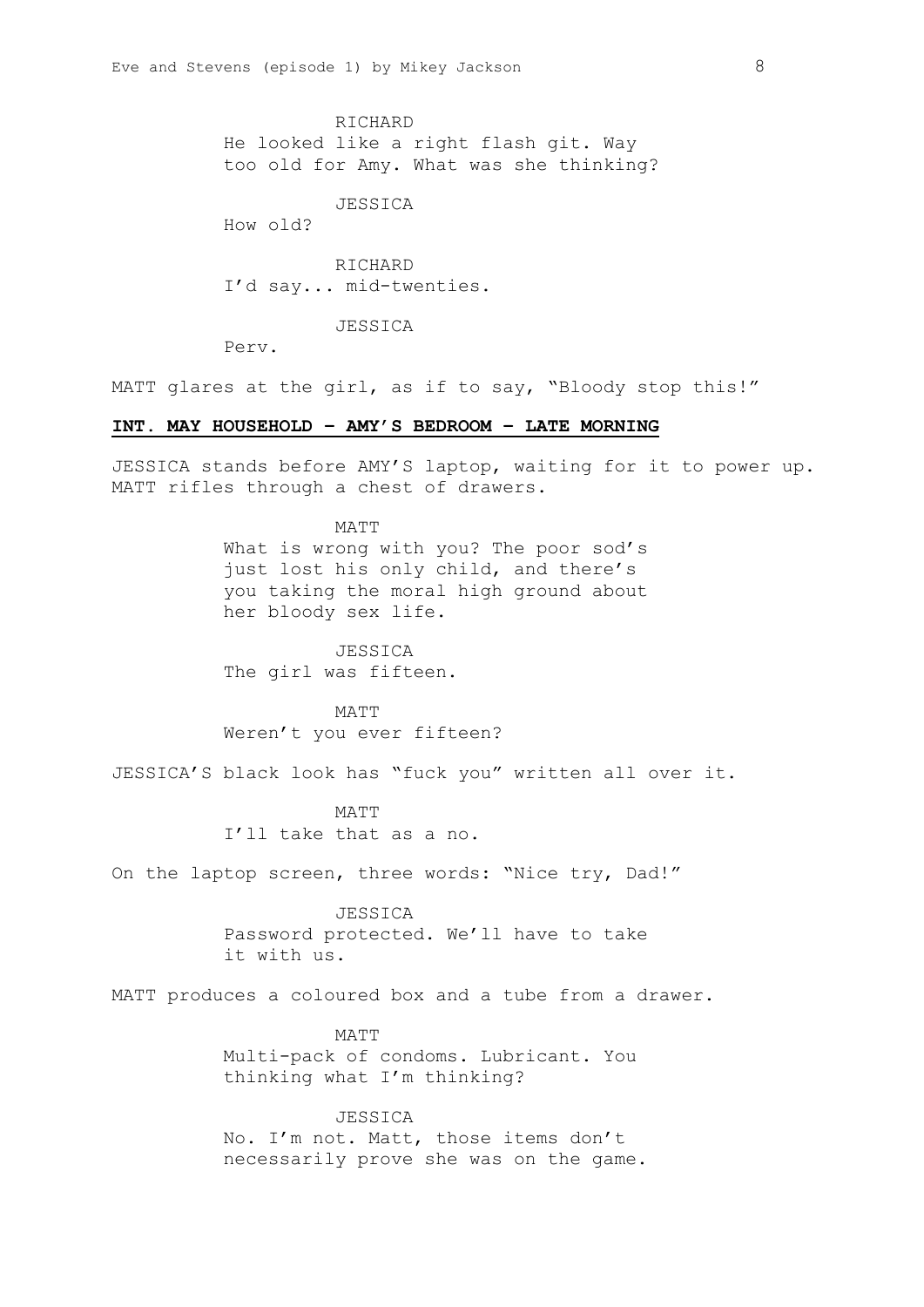RICHARD
He looked like a right flash git. Way too old for Amy. What was she thinking?

JESSICA
How old?

RICHARD
I'd say... mid-twenties.

JESSICA
Perv.

MATT glares at the girl, as if to say, "Bloody stop this!"

**INT. MAY HOUSEHOLD – AMY'S BEDROOM – LATE MORNING**

JESSICA stands before AMY'S laptop, waiting for it to power up. MATT rifles through a chest of drawers.

MATT
What is wrong with you? The poor sod's just lost his only child, and there's you taking the moral high ground about her bloody sex life.

JESSICA
The girl was fifteen.

MATT
Weren't you ever fifteen?

JESSICA'S black look has "fuck you" written all over it.

MATT
I'll take that as a no.

On the laptop screen, three words: "Nice try, Dad!"

JESSICA
Password protected. We'll have to take it with us.

MATT produces a coloured box and a tube from a drawer.

MATT
Multi-pack of condoms. Lubricant. You thinking what I'm thinking?

JESSICA
No. I'm not. Matt, those items don't necessarily prove she was on the game.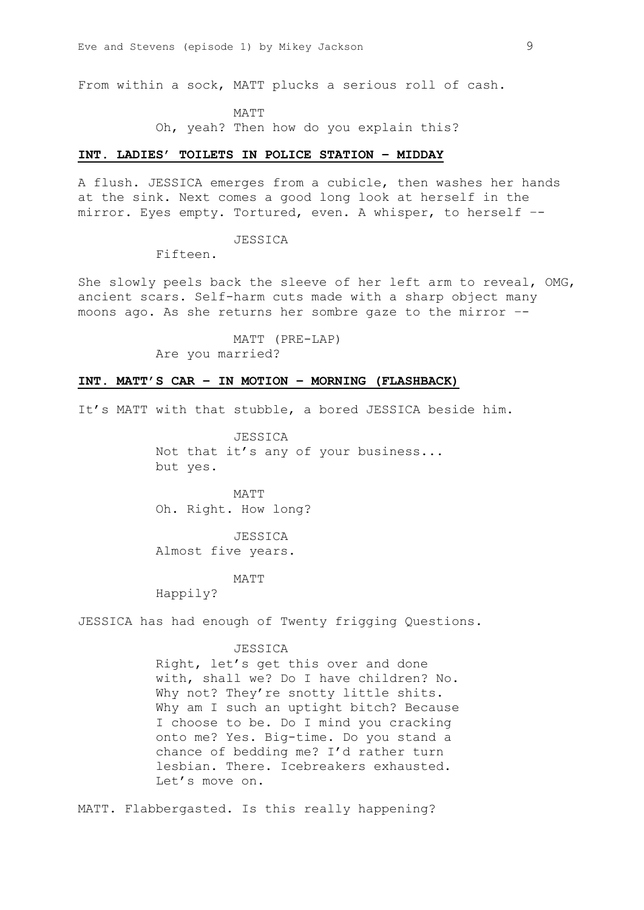From within a sock, MATT plucks a serious roll of cash.

MATT
Oh, yeah? Then how do you explain this?

**INT. LADIES' TOILETS IN POLICE STATION – MIDDAY**

A flush. JESSICA emerges from a cubicle, then washes her hands at the sink. Next comes a good long look at herself in the mirror. Eyes empty. Tortured, even. A whisper, to herself --

JESSICA
Fifteen.

She slowly peels back the sleeve of her left arm to reveal, OMG, ancient scars. Self-harm cuts made with a sharp object many moons ago. As she returns her sombre gaze to the mirror --

MATT (PRE-LAP)
Are you married?

**INT. MATT'S CAR – IN MOTION – MORNING (FLASHBACK)**

It's MATT with that stubble, a bored JESSICA beside him.

JESSICA
Not that it's any of your business... but yes.

MATT
Oh. Right. How long?

JESSICA
Almost five years.

MATT
Happily?

JESSICA has had enough of Twenty frigging Questions.

JESSICA
Right, let's get this over and done with, shall we? Do I have children? No. Why not? They're snotty little shits. Why am I such an uptight bitch? Because I choose to be. Do I mind you cracking onto me? Yes. Big-time. Do you stand a chance of bedding me? I'd rather turn lesbian. There. Icebreakers exhausted. Let's move on.

MATT. Flabbergasted. Is this really happening?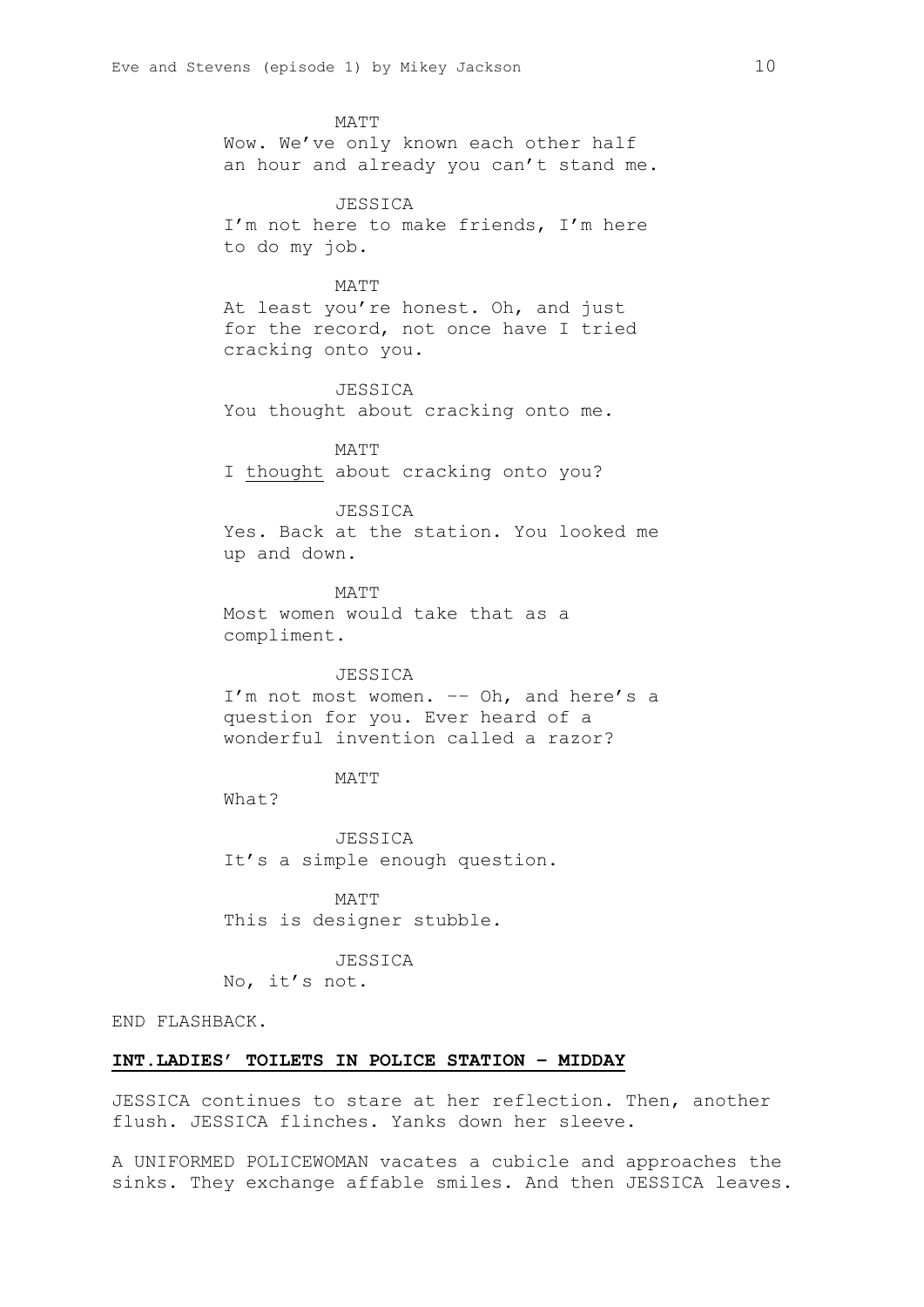MATT

Wow. We've only known each other half an hour and already you can't stand me.

JESSICA

I'm not here to make friends, I'm here to do my job.

MATT

At least you're honest. Oh, and just for the record, not once have I tried cracking onto you.

JESSICA

You thought about cracking onto me.

MATT

I <u>thought</u> about cracking onto you?

JESSICA

Yes. Back at the station. You looked me up and down.

MATT

Most women would take that as a compliment.

JESSICA

I'm not most women. -- Oh, and here's a question for you. Ever heard of a wonderful invention called a razor?

MATT

What?

JESSICA

It's a simple enough question.

MATT

This is designer stubble.

JESSICA

No, it's not.

END FLASHBACK.

**<u>INT.LADIES' TOILETS IN POLICE STATION – MIDDAY</u>**

JESSICA continues to stare at her reflection. Then, another flush. JESSICA flinches. Yanks down her sleeve.

A UNIFORMED POLICEWOMAN vacates a cubicle and approaches the sinks. They exchange affable smiles. And then JESSICA leaves.